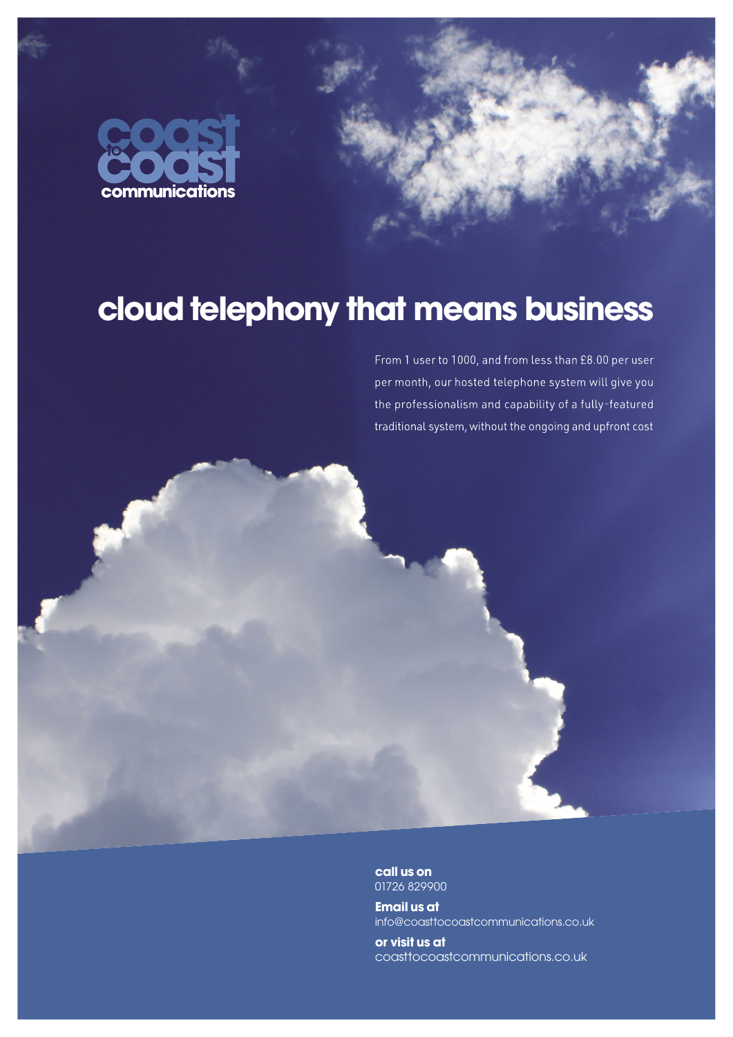coast to coast communications

# cloud telephony that means business

From 1 user to 1000, and from less than £8.00 per user per month, our hosted telephone system will give you the professionalism and capability of a fully-featured traditional system, without the ongoing and upfront cost

**call us on**
01726 829900

**Email us at**
info@coasttocoastcommunications.co.uk

**or visit us at**
coasttocoastcommunications.co.uk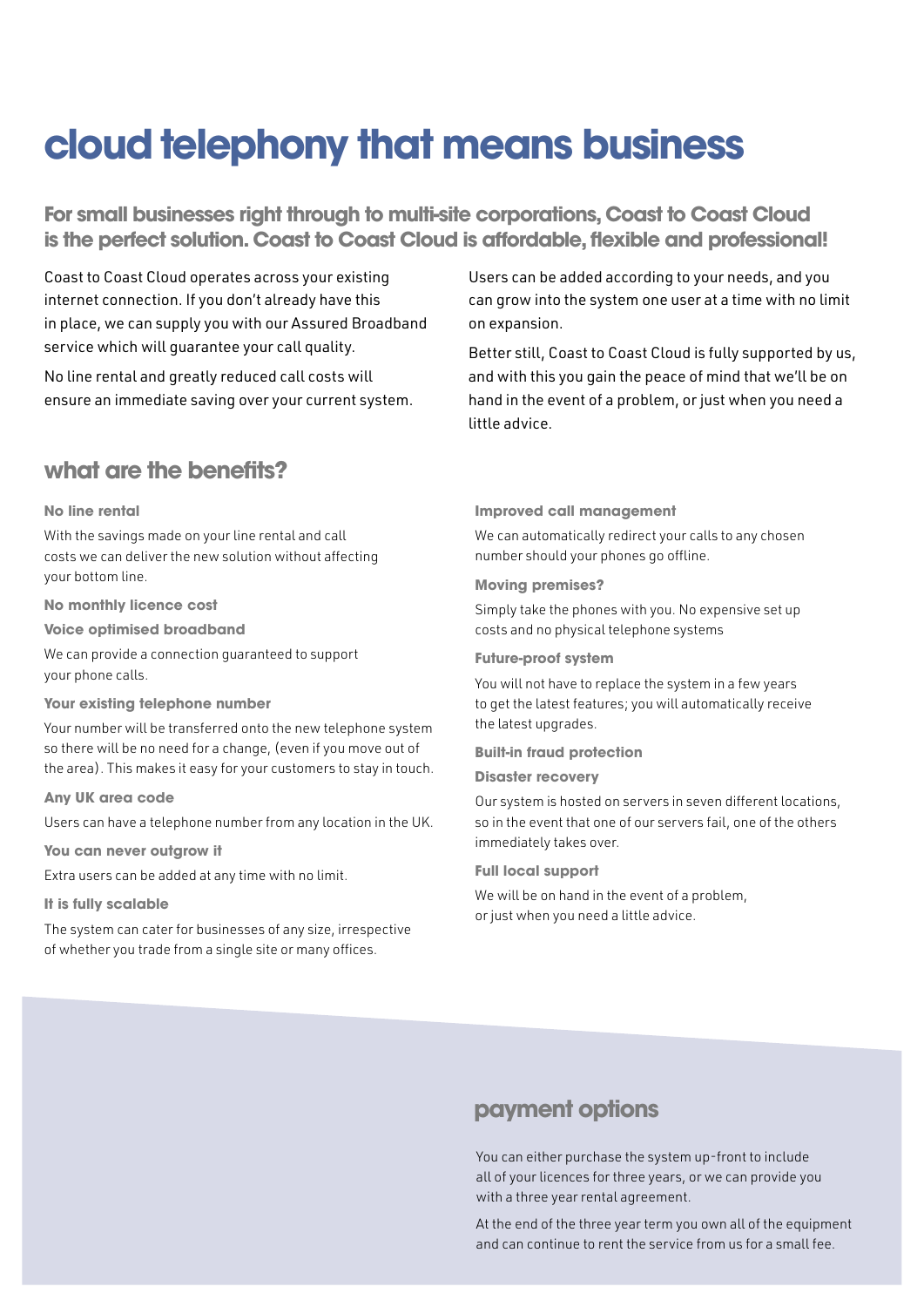# cloud telephony that means business

## For small businesses right through to multi-site corporations, Coast to Coast Cloud is the perfect solution. Coast to Coast Cloud is affordable, flexible and professional!

Coast to Coast Cloud operates across your existing internet connection. If you don't already have this in place, we can supply you with our Assured Broadband service which will guarantee your call quality.

No line rental and greatly reduced call costs will ensure an immediate saving over your current system.

Users can be added according to your needs, and you can grow into the system one user at a time with no limit on expansion.

Better still, Coast to Coast Cloud is fully supported by us, and with this you gain the peace of mind that we'll be on hand in the event of a problem, or just when you need a little advice.

## what are the benefits?

### No line rental

With the savings made on your line rental and call costs we can deliver the new solution without affecting your bottom line.

### No monthly licence cost

### Voice optimised broadband

We can provide a connection guaranteed to support your phone calls.

### Your existing telephone number

Your number will be transferred onto the new telephone system so there will be no need for a change, (even if you move out of the area). This makes it easy for your customers to stay in touch.

### Any UK area code

Users can have a telephone number from any location in the UK.

### You can never outgrow it

Extra users can be added at any time with no limit.

### It is fully scalable

The system can cater for businesses of any size, irrespective of whether you trade from a single site or many offices.

### Improved call management

We can automatically redirect your calls to any chosen number should your phones go offline.

### Moving premises?

Simply take the phones with you. No expensive set up costs and no physical telephone systems

### Future-proof system

You will not have to replace the system in a few years to get the latest features; you will automatically receive the latest upgrades.

### Built-in fraud protection

### Disaster recovery

Our system is hosted on servers in seven different locations, so in the event that one of our servers fail, one of the others immediately takes over.

### Full local support

We will be on hand in the event of a problem, or just when you need a little advice.

## payment options

You can either purchase the system up-front to include all of your licences for three years, or we can provide you with a three year rental agreement.

At the end of the three year term you own all of the equipment and can continue to rent the service from us for a small fee.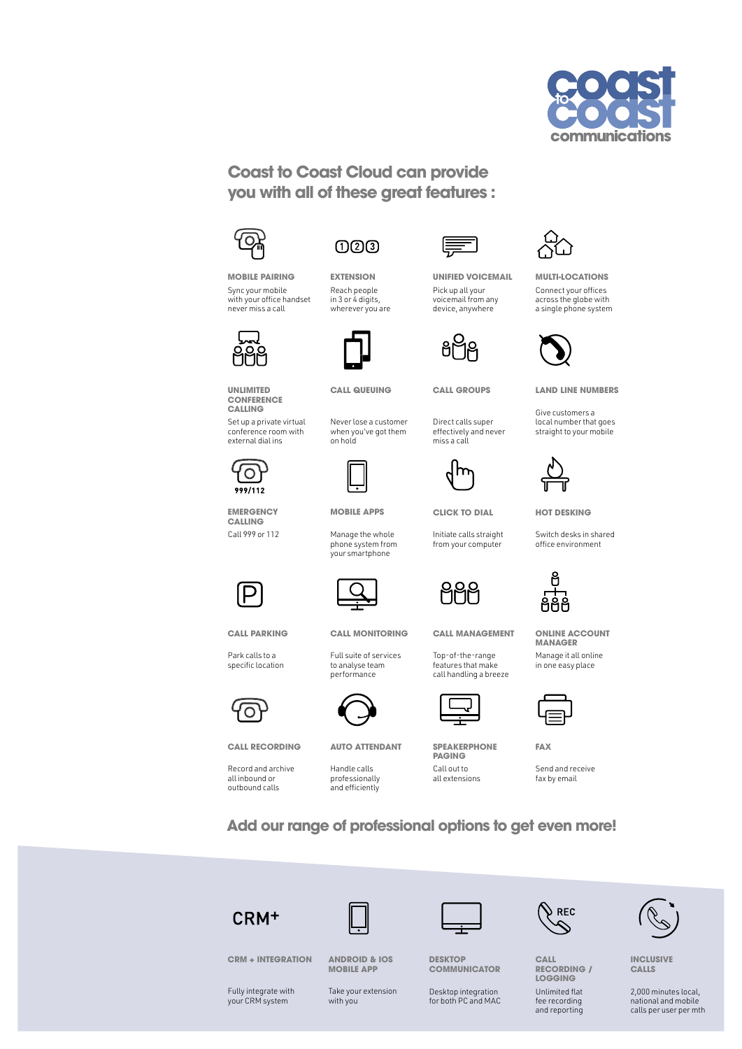coast to coast communications

## Coast to Coast Cloud can provide you with all of these great features :

**MOBILE PAIRING**
Sync your mobile with your office handset never miss a call

**EXTENSION**
Reach people in 3 or 4 digits, wherever you are

**UNIFIED VOICEMAIL**
Pick up all your voicemail from any device, anywhere

**MULTI-LOCATIONS**
Connect your offices across the globe with a single phone system

**UNLIMITED CONFERENCE CALLING**
Set up a private virtual conference room with external dial ins

**CALL QUEUING**
Never lose a customer when you've got them on hold

**CALL GROUPS**
Direct calls super effectively and never miss a call

**LAND LINE NUMBERS**
Give customers a local number that goes straight to your mobile

**EMERGENCY CALLING**
Call 999 or 112

**MOBILE APPS**
Manage the whole phone system from your smartphone

**CLICK TO DIAL**
Initiate calls straight from your computer

**HOT DESKING**
Switch desks in shared office environment

**CALL PARKING**
Park calls to a specific location

**CALL MONITORING**
Full suite of services to analyse team performance

**CALL MANAGEMENT**
Top-of-the-range features that make call handling a breeze

**ONLINE ACCOUNT MANAGER**
Manage it all online in one easy place

**CALL RECORDING**
Record and archive all inbound or outbound calls

**AUTO ATTENDANT**
Handle calls professionally and efficiently

**SPEAKERPHONE PAGING**
Call out to all extensions

**FAX**
Send and receive fax by email

## Add our range of professional options to get even more!

**CRM + INTEGRATION**
Fully integrate with your CRM system

**ANDROID & IOS MOBILE APP**
Take your extension with you

**DESKTOP COMMUNICATOR**
Desktop integration for both PC and MAC

**CALL RECORDING / LOGGING**
Unlimited flat fee recording and reporting

**INCLUSIVE CALLS**
2,000 minutes local, national and mobile calls per user per mth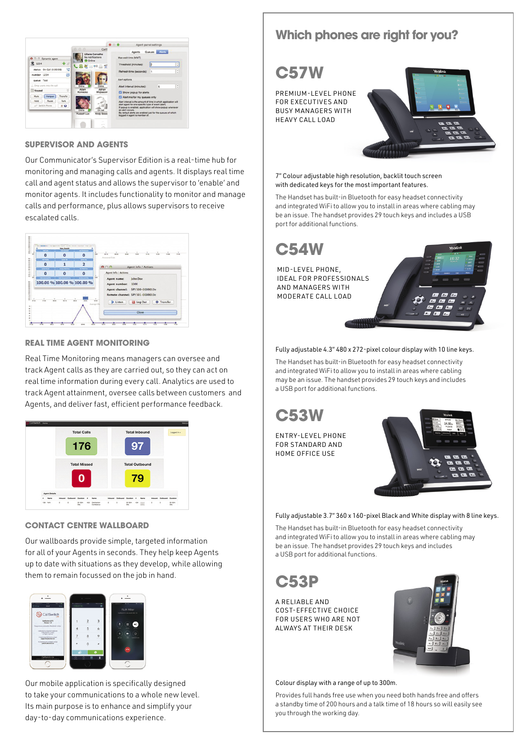## SUPERVISOR AND AGENTS

Our Communicator's Supervisor Edition is a real-time hub for monitoring and managing calls and agents. It displays real time call and agent status and allows the supervisor to 'enable' and monitor agents. It includes functionality to monitor and manage calls and performance, plus allows supervisors to receive escalated calls.

## REAL TIME AGENT MONITORING

Real Time Monitoring means managers can oversee and track Agent calls as they are carried out, so they can act on real time information during every call. Analytics are used to track Agent attainment, oversee calls between customers and Agents, and deliver fast, efficient performance feedback.

## CONTACT CENTRE WALLBOARD

Our wallboards provide simple, targeted information for all of your Agents in seconds. They help keep Agents up to date with situations as they develop, while allowing them to remain focussed on the job in hand.

Our mobile application is specifically designed to take your communications to a whole new level. Its main purpose is to enhance and simplify your day-to-day communications experience.

# Which phones are right for you?

## C57W

PREMIUM-LEVEL PHONE FOR EXECUTIVES AND BUSY MANAGERS WITH HEAVY CALL LOAD

7" Colour adjustable high resolution, backlit touch screen with dedicated keys for the most important features.

The Handset has built-in Bluetooth for easy headset connectivity and integrated WiFi to allow you to install in areas where cabling may be an issue. The handset provides 29 touch keys and includes a USB port for additional functions.

## C54W

MID-LEVEL PHONE, IDEAL FOR PROFESSIONALS AND MANAGERS WITH MODERATE CALL LOAD

Fully adjustable 4.3" 480 x 272-pixel colour display with 10 line keys.

The Handset has built-in Bluetooth for easy headset connectivity and integrated WiFi to allow you to install in areas where cabling may be an issue. The handset provides 29 touch keys and includes a USB port for additional functions.

## C53W

ENTRY-LEVEL PHONE FOR STANDARD AND HOME OFFICE USE

Fully adjustable 3.7" 360 x 160-pixel Black and White display with 8 line keys.

The Handset has built-in Bluetooth for easy headset connectivity and integrated WiFi to allow you to install in areas where cabling may be an issue. The handset provides 29 touch keys and includes a USB port for additional functions.

## C53P

A RELIABLE AND COST-EFFECTIVE CHOICE FOR USERS WHO ARE NOT ALWAYS AT THEIR DESK

Colour display with a range of up to 300m.

Provides full hands free use when you need both hands free and offers a standby time of 200 hours and a talk time of 18 hours so will easily see you through the working day.